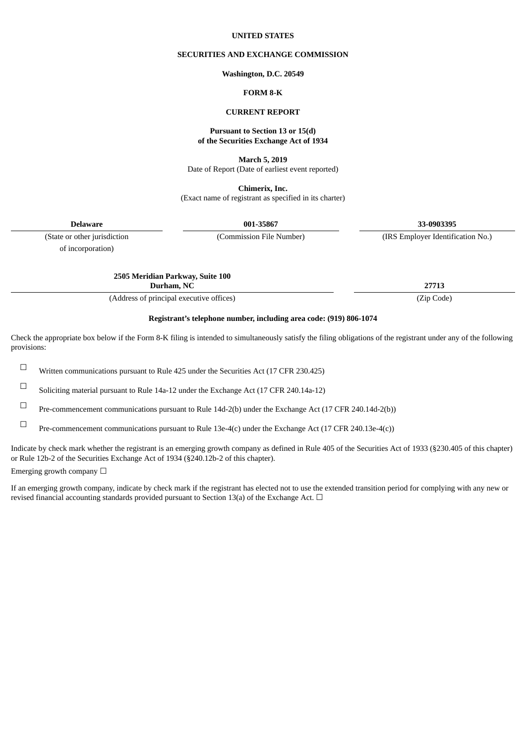**UNITED STATES**

**SECURITIES AND EXCHANGE COMMISSION**

**Washington, D.C. 20549**

**FORM 8-K**

**CURRENT REPORT**

**Pursuant to Section 13 or 15(d)**
**of the Securities Exchange Act of 1934**

**March 5, 2019**
Date of Report (Date of earliest event reported)

**Chimerix, Inc.**
(Exact name of registrant as specified in its charter)

| **Delaware** | **001-35867** | **33-0903395** |
|---|---|---|
| (State or other jurisdiction of incorporation) | (Commission File Number) | (IRS Employer Identification No.) |

| **2505 Meridian Parkway, Suite 100** **Durham, NC** | **27713** |
|---|---|
| (Address of principal executive offices) | (Zip Code) |

**Registrant's telephone number, including area code: (919) 806-1074**

Check the appropriate box below if the Form 8-K filing is intended to simultaneously satisfy the filing obligations of the registrant under any of the following provisions:

☐ Written communications pursuant to Rule 425 under the Securities Act (17 CFR 230.425)

☐ Soliciting material pursuant to Rule 14a-12 under the Exchange Act (17 CFR 240.14a-12)

☐ Pre-commencement communications pursuant to Rule 14d-2(b) under the Exchange Act (17 CFR 240.14d-2(b))

☐ Pre-commencement communications pursuant to Rule 13e-4(c) under the Exchange Act (17 CFR 240.13e-4(c))

Indicate by check mark whether the registrant is an emerging growth company as defined in Rule 405 of the Securities Act of 1933 (§230.405 of this chapter) or Rule 12b-2 of the Securities Exchange Act of 1934 (§240.12b-2 of this chapter).

Emerging growth company ☐

If an emerging growth company, indicate by check mark if the registrant has elected not to use the extended transition period for complying with any new or revised financial accounting standards provided pursuant to Section 13(a) of the Exchange Act. ☐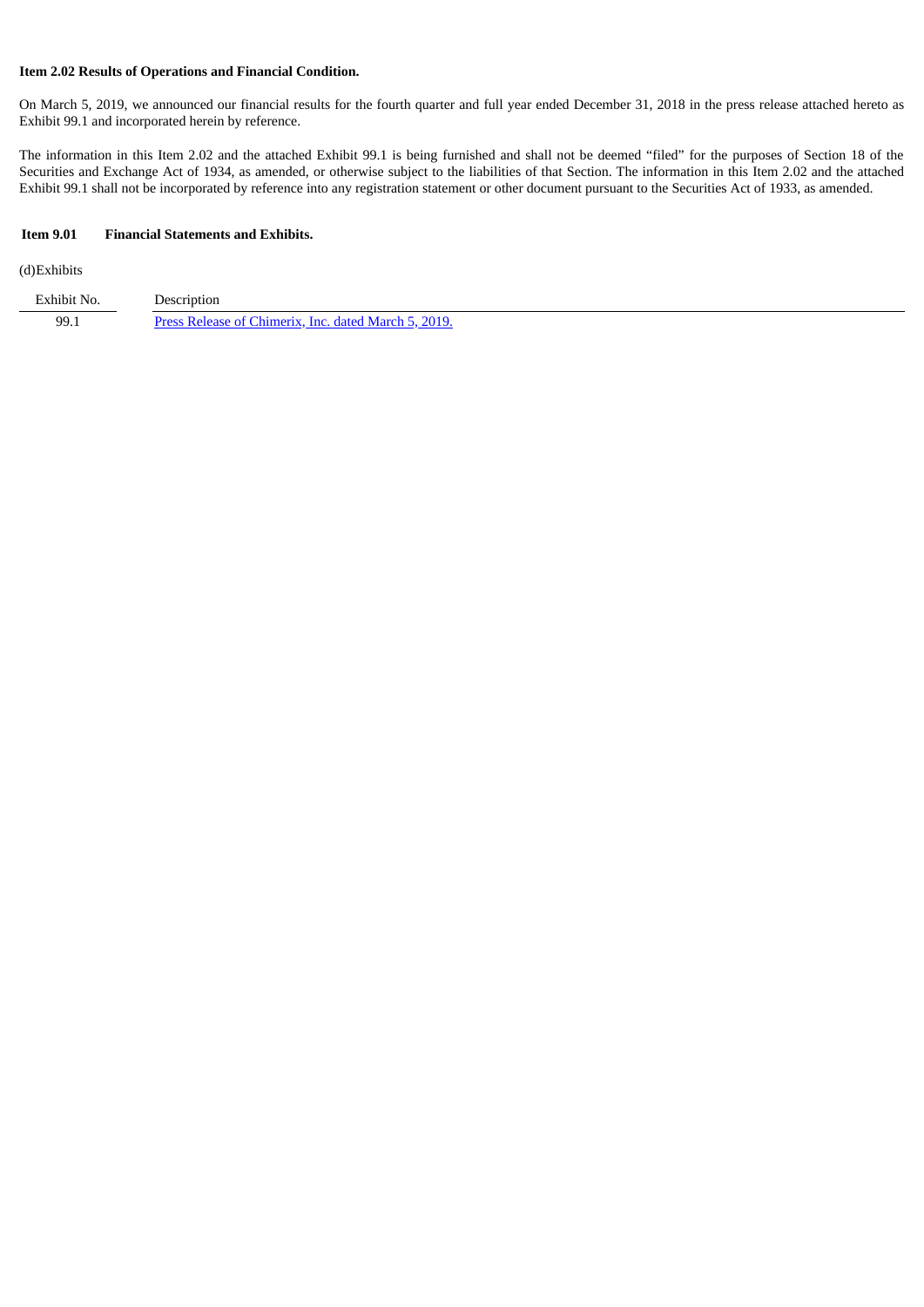**Item 2.02 Results of Operations and Financial Condition.**

On March 5, 2019, we announced our financial results for the fourth quarter and full year ended December 31, 2018 in the press release attached hereto as Exhibit 99.1 and incorporated herein by reference.

The information in this Item 2.02 and the attached Exhibit 99.1 is being furnished and shall not be deemed "filed" for the purposes of Section 18 of the Securities and Exchange Act of 1934, as amended, or otherwise subject to the liabilities of that Section. The information in this Item 2.02 and the attached Exhibit 99.1 shall not be incorporated by reference into any registration statement or other document pursuant to the Securities Act of 1933, as amended.

**Item 9.01 Financial Statements and Exhibits.**

(d)Exhibits

| Exhibit No. | Description |
|---|---|
| 99.1 | Press Release of Chimerix, Inc. dated March 5, 2019. |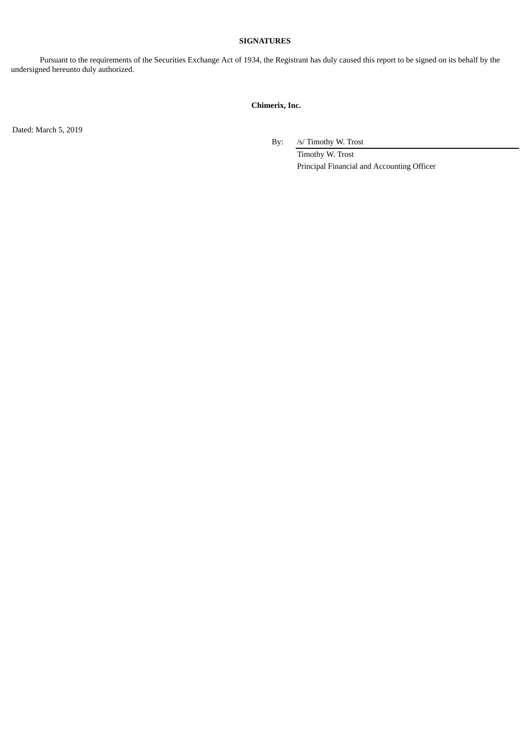**SIGNATURES**

Pursuant to the requirements of the Securities Exchange Act of 1934, the Registrant has duly caused this report to be signed on its behalf by the undersigned hereunto duly authorized.

**Chimerix, Inc.**

Dated: March 5, 2019

By: /s/ Timothy W. Trost

Timothy W. Trost

Principal Financial and Accounting Officer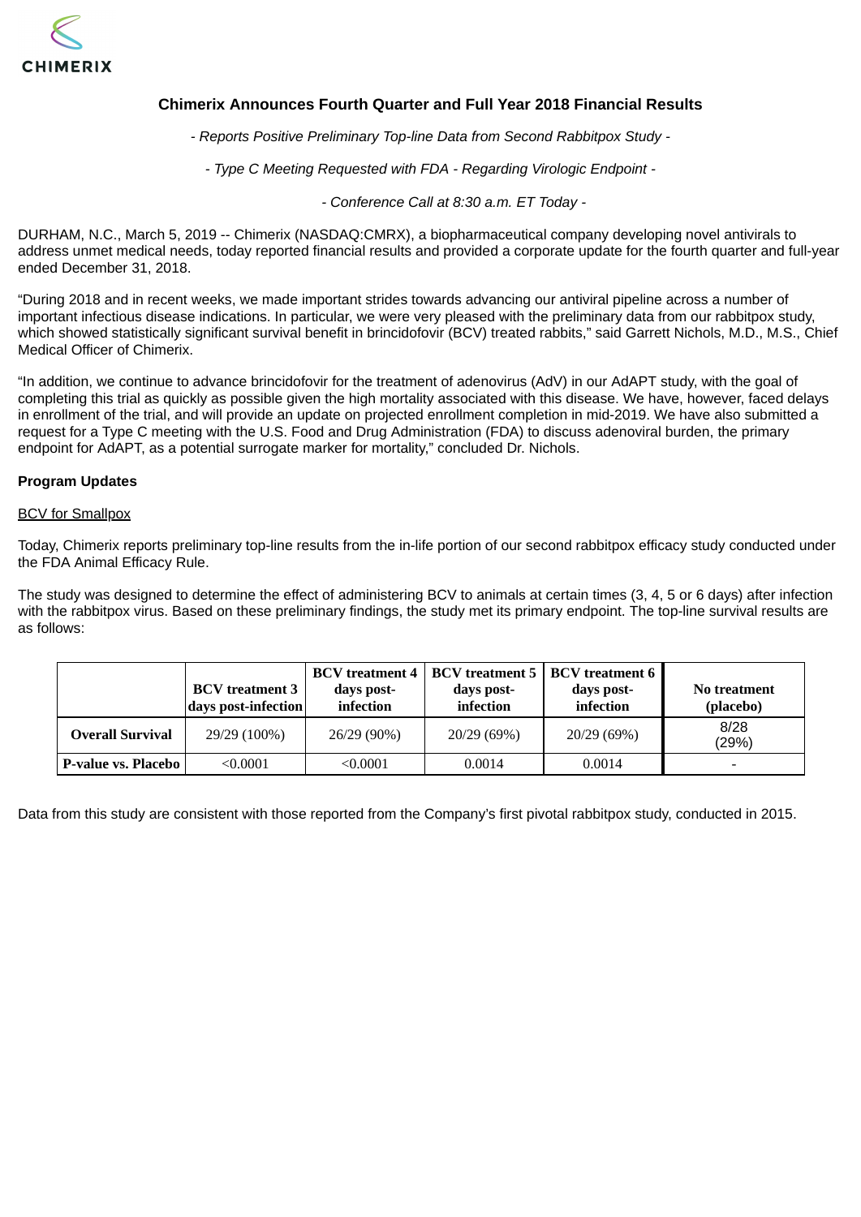## Chimerix Announces Fourth Quarter and Full Year 2018 Financial Results

*- Reports Positive Preliminary Top-line Data from Second Rabbitpox Study -*

*- Type C Meeting Requested with FDA - Regarding Virologic Endpoint -*

*- Conference Call at 8:30 a.m. ET Today -*

DURHAM, N.C., March 5, 2019 -- Chimerix (NASDAQ:CMRX), a biopharmaceutical company developing novel antivirals to address unmet medical needs, today reported financial results and provided a corporate update for the fourth quarter and full-year ended December 31, 2018.

"During 2018 and in recent weeks, we made important strides towards advancing our antiviral pipeline across a number of important infectious disease indications. In particular, we were very pleased with the preliminary data from our rabbitpox study, which showed statistically significant survival benefit in brincidofovir (BCV) treated rabbits," said Garrett Nichols, M.D., M.S., Chief Medical Officer of Chimerix.

"In addition, we continue to advance brincidofovir for the treatment of adenovirus (AdV) in our AdAPT study, with the goal of completing this trial as quickly as possible given the high mortality associated with this disease. We have, however, faced delays in enrollment of the trial, and will provide an update on projected enrollment completion in mid-2019. We have also submitted a request for a Type C meeting with the U.S. Food and Drug Administration (FDA) to discuss adenoviral burden, the primary endpoint for AdAPT, as a potential surrogate marker for mortality," concluded Dr. Nichols.

**Program Updates**

BCV for Smallpox

Today, Chimerix reports preliminary top-line results from the in-life portion of our second rabbitpox efficacy study conducted under the FDA Animal Efficacy Rule.

The study was designed to determine the effect of administering BCV to animals at certain times (3, 4, 5 or 6 days) after infection with the rabbitpox virus. Based on these preliminary findings, the study met its primary endpoint. The top-line survival results are as follows:

| | BCV treatment 3 days post-infection | BCV treatment 4 days post-infection | BCV treatment 5 days post-infection | BCV treatment 6 days post-infection | No treatment (placebo) |
|---|---|---|---|---|---|
| **Overall Survival** | 29/29 (100%) | 26/29 (90%) | 20/29 (69%) | 20/29 (69%) | 8/28 (29%) |
| **P-value vs. Placebo** | <0.0001 | <0.0001 | 0.0014 | 0.0014 | - |

Data from this study are consistent with those reported from the Company's first pivotal rabbitpox study, conducted in 2015.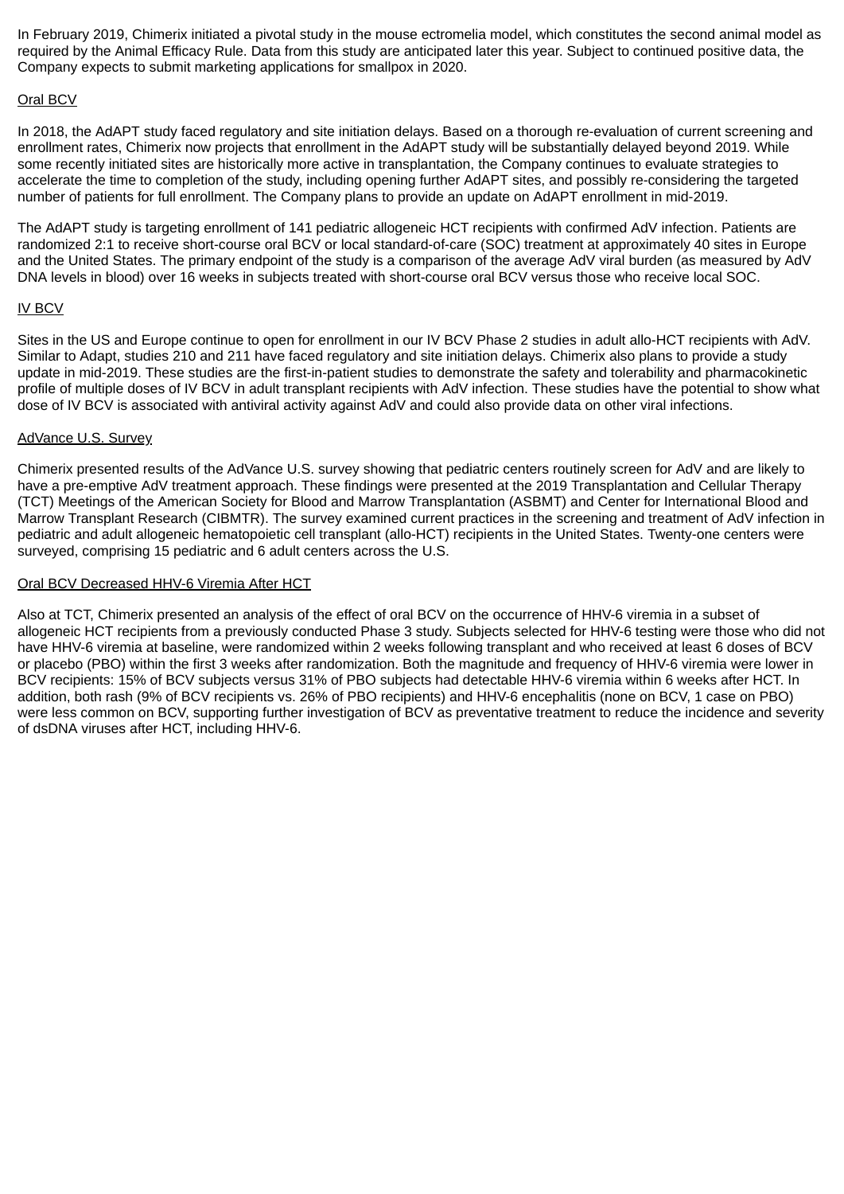In February 2019, Chimerix initiated a pivotal study in the mouse ectromelia model, which constitutes the second animal model as required by the Animal Efficacy Rule. Data from this study are anticipated later this year. Subject to continued positive data, the Company expects to submit marketing applications for smallpox in 2020.

Oral BCV

In 2018, the AdAPT study faced regulatory and site initiation delays. Based on a thorough re-evaluation of current screening and enrollment rates, Chimerix now projects that enrollment in the AdAPT study will be substantially delayed beyond 2019. While some recently initiated sites are historically more active in transplantation, the Company continues to evaluate strategies to accelerate the time to completion of the study, including opening further AdAPT sites, and possibly re-considering the targeted number of patients for full enrollment. The Company plans to provide an update on AdAPT enrollment in mid-2019.

The AdAPT study is targeting enrollment of 141 pediatric allogeneic HCT recipients with confirmed AdV infection. Patients are randomized 2:1 to receive short-course oral BCV or local standard-of-care (SOC) treatment at approximately 40 sites in Europe and the United States. The primary endpoint of the study is a comparison of the average AdV viral burden (as measured by AdV DNA levels in blood) over 16 weeks in subjects treated with short-course oral BCV versus those who receive local SOC.

IV BCV

Sites in the US and Europe continue to open for enrollment in our IV BCV Phase 2 studies in adult allo-HCT recipients with AdV. Similar to Adapt, studies 210 and 211 have faced regulatory and site initiation delays. Chimerix also plans to provide a study update in mid-2019. These studies are the first-in-patient studies to demonstrate the safety and tolerability and pharmacokinetic profile of multiple doses of IV BCV in adult transplant recipients with AdV infection. These studies have the potential to show what dose of IV BCV is associated with antiviral activity against AdV and could also provide data on other viral infections.

AdVance U.S. Survey

Chimerix presented results of the AdVance U.S. survey showing that pediatric centers routinely screen for AdV and are likely to have a pre-emptive AdV treatment approach. These findings were presented at the 2019 Transplantation and Cellular Therapy (TCT) Meetings of the American Society for Blood and Marrow Transplantation (ASBMT) and Center for International Blood and Marrow Transplant Research (CIBMTR). The survey examined current practices in the screening and treatment of AdV infection in pediatric and adult allogeneic hematopoietic cell transplant (allo-HCT) recipients in the United States. Twenty-one centers were surveyed, comprising 15 pediatric and 6 adult centers across the U.S.

Oral BCV Decreased HHV-6 Viremia After HCT

Also at TCT, Chimerix presented an analysis of the effect of oral BCV on the occurrence of HHV-6 viremia in a subset of allogeneic HCT recipients from a previously conducted Phase 3 study. Subjects selected for HHV-6 testing were those who did not have HHV-6 viremia at baseline, were randomized within 2 weeks following transplant and who received at least 6 doses of BCV or placebo (PBO) within the first 3 weeks after randomization. Both the magnitude and frequency of HHV-6 viremia were lower in BCV recipients: 15% of BCV subjects versus 31% of PBO subjects had detectable HHV-6 viremia within 6 weeks after HCT. In addition, both rash (9% of BCV recipients vs. 26% of PBO recipients) and HHV-6 encephalitis (none on BCV, 1 case on PBO) were less common on BCV, supporting further investigation of BCV as preventative treatment to reduce the incidence and severity of dsDNA viruses after HCT, including HHV-6.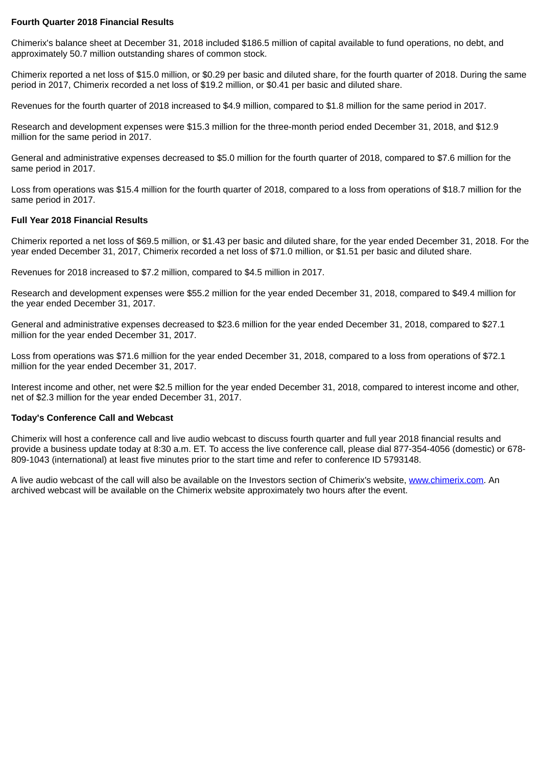**Fourth Quarter 2018 Financial Results**

Chimerix's balance sheet at December 31, 2018 included $186.5 million of capital available to fund operations, no debt, and approximately 50.7 million outstanding shares of common stock.

Chimerix reported a net loss of $15.0 million, or $0.29 per basic and diluted share, for the fourth quarter of 2018. During the same period in 2017, Chimerix recorded a net loss of $19.2 million, or $0.41 per basic and diluted share.

Revenues for the fourth quarter of 2018 increased to $4.9 million, compared to $1.8 million for the same period in 2017.

Research and development expenses were $15.3 million for the three-month period ended December 31, 2018, and $12.9 million for the same period in 2017.

General and administrative expenses decreased to $5.0 million for the fourth quarter of 2018, compared to $7.6 million for the same period in 2017.

Loss from operations was $15.4 million for the fourth quarter of 2018, compared to a loss from operations of $18.7 million for the same period in 2017.

**Full Year 2018 Financial Results**

Chimerix reported a net loss of $69.5 million, or $1.43 per basic and diluted share, for the year ended December 31, 2018. For the year ended December 31, 2017, Chimerix recorded a net loss of $71.0 million, or $1.51 per basic and diluted share.

Revenues for 2018 increased to $7.2 million, compared to $4.5 million in 2017.

Research and development expenses were $55.2 million for the year ended December 31, 2018, compared to $49.4 million for the year ended December 31, 2017.

General and administrative expenses decreased to $23.6 million for the year ended December 31, 2018, compared to $27.1 million for the year ended December 31, 2017.

Loss from operations was $71.6 million for the year ended December 31, 2018, compared to a loss from operations of $72.1 million for the year ended December 31, 2017.

Interest income and other, net were $2.5 million for the year ended December 31, 2018, compared to interest income and other, net of $2.3 million for the year ended December 31, 2017.

**Today's Conference Call and Webcast**

Chimerix will host a conference call and live audio webcast to discuss fourth quarter and full year 2018 financial results and provide a business update today at 8:30 a.m. ET. To access the live conference call, please dial 877-354-4056 (domestic) or 678-809-1043 (international) at least five minutes prior to the start time and refer to conference ID 5793148.

A live audio webcast of the call will also be available on the Investors section of Chimerix's website, [www.chimerix.com](http://www.chimerix.com). An archived webcast will be available on the Chimerix website approximately two hours after the event.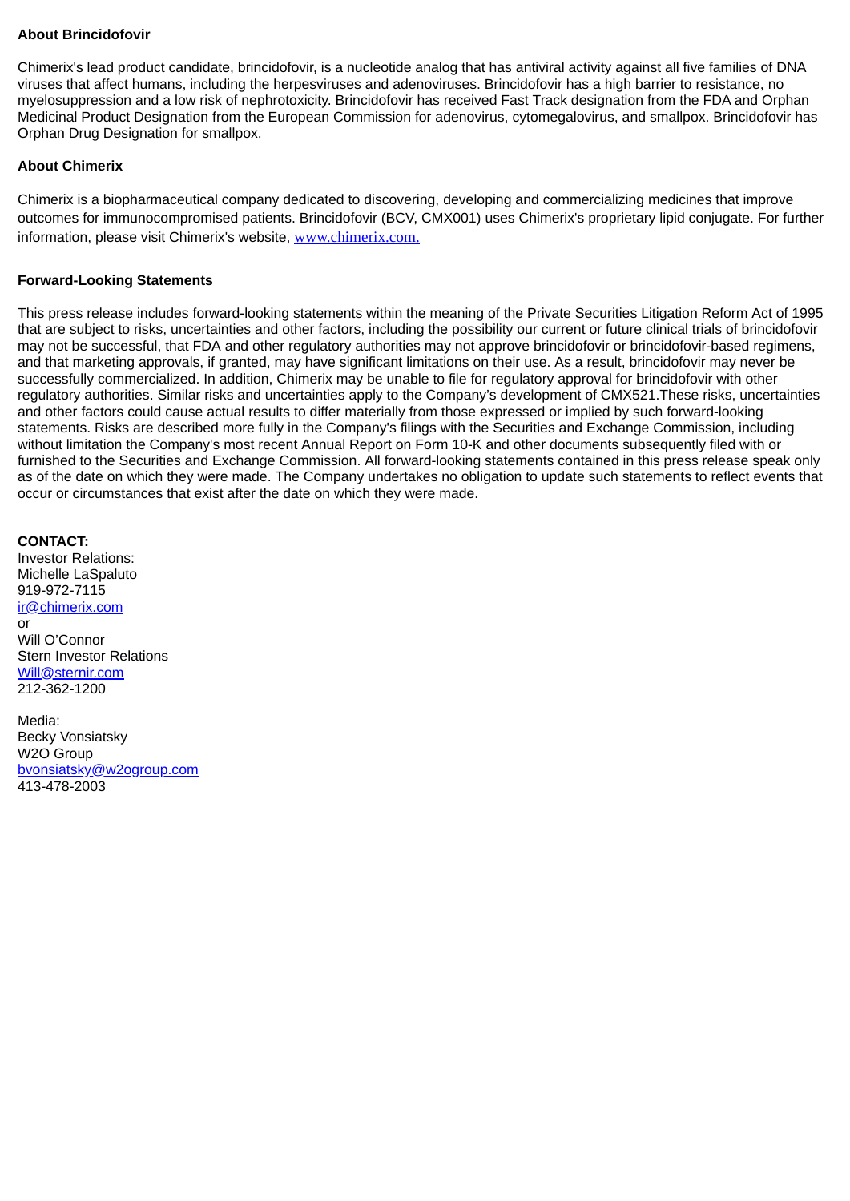**About Brincidofovir**

Chimerix's lead product candidate, brincidofovir, is a nucleotide analog that has antiviral activity against all five families of DNA viruses that affect humans, including the herpesviruses and adenoviruses. Brincidofovir has a high barrier to resistance, no myelosuppression and a low risk of nephrotoxicity. Brincidofovir has received Fast Track designation from the FDA and Orphan Medicinal Product Designation from the European Commission for adenovirus, cytomegalovirus, and smallpox. Brincidofovir has Orphan Drug Designation for smallpox.

**About Chimerix**

Chimerix is a biopharmaceutical company dedicated to discovering, developing and commercializing medicines that improve outcomes for immunocompromised patients. Brincidofovir (BCV, CMX001) uses Chimerix's proprietary lipid conjugate. For further information, please visit Chimerix's website, www.chimerix.com.

**Forward-Looking Statements**

This press release includes forward-looking statements within the meaning of the Private Securities Litigation Reform Act of 1995 that are subject to risks, uncertainties and other factors, including the possibility our current or future clinical trials of brincidofovir may not be successful, that FDA and other regulatory authorities may not approve brincidofovir or brincidofovir-based regimens, and that marketing approvals, if granted, may have significant limitations on their use. As a result, brincidofovir may never be successfully commercialized. In addition, Chimerix may be unable to file for regulatory approval for brincidofovir with other regulatory authorities. Similar risks and uncertainties apply to the Company's development of CMX521.These risks, uncertainties and other factors could cause actual results to differ materially from those expressed or implied by such forward-looking statements. Risks are described more fully in the Company's filings with the Securities and Exchange Commission, including without limitation the Company's most recent Annual Report on Form 10-K and other documents subsequently filed with or furnished to the Securities and Exchange Commission. All forward-looking statements contained in this press release speak only as of the date on which they were made. The Company undertakes no obligation to update such statements to reflect events that occur or circumstances that exist after the date on which they were made.

**CONTACT:**
Investor Relations:
Michelle LaSpaluto
919-972-7115
ir@chimerix.com
or
Will O'Connor
Stern Investor Relations
Will@sternir.com
212-362-1200

Media:
Becky Vonsiatsky
W2O Group
bvonsiatsky@w2ogroup.com
413-478-2003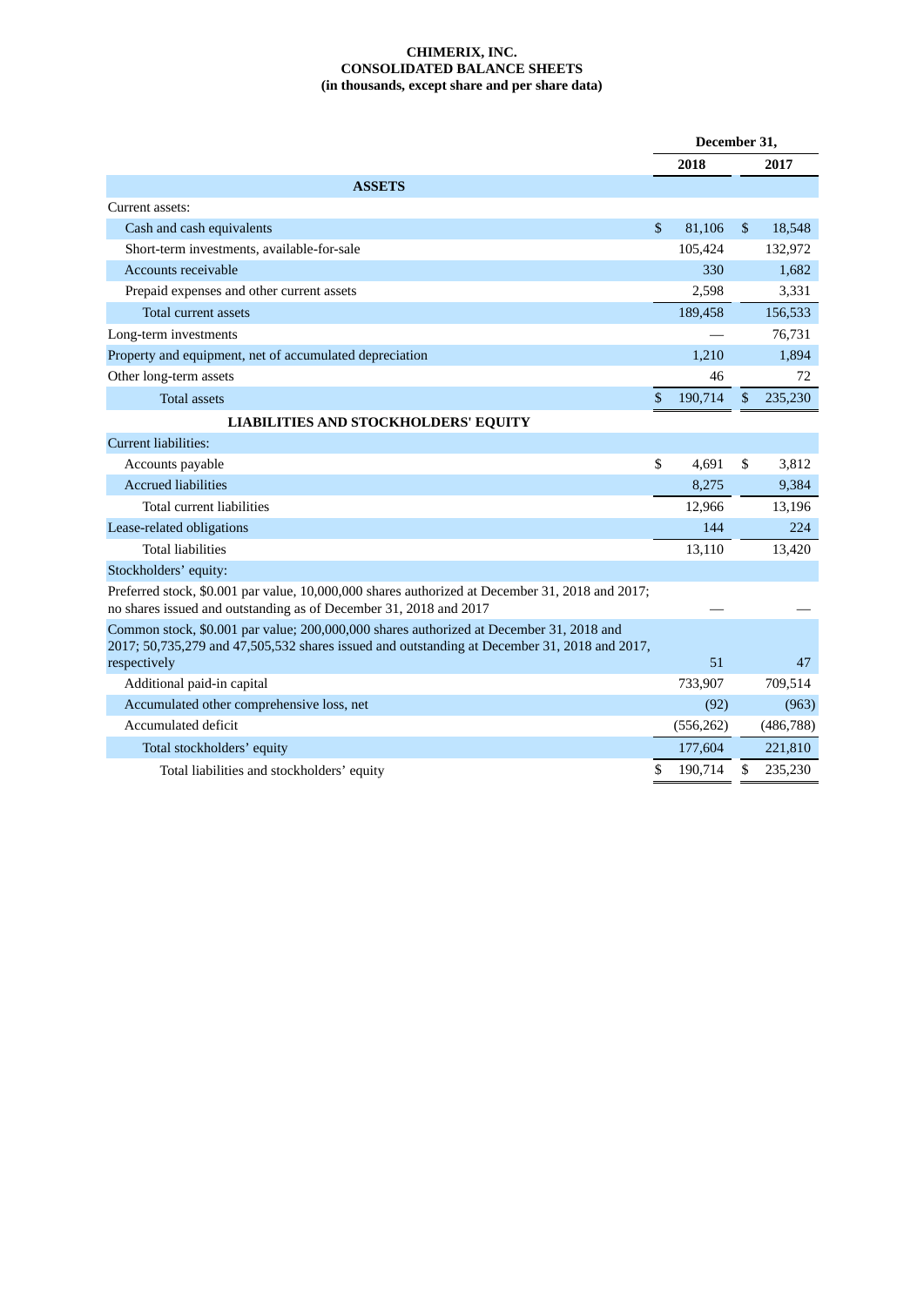**CHIMERIX, INC.**
**CONSOLIDATED BALANCE SHEETS**
**(in thousands, except share and per share data)**

| | December 31, | |
|---|---|---|
| | 2018 | 2017 |
| **ASSETS** | | |
| Current assets: | | |
| Cash and cash equivalents | $ 81,106 | $ 18,548 |
| Short-term investments, available-for-sale | 105,424 | 132,972 |
| Accounts receivable | 330 | 1,682 |
| Prepaid expenses and other current assets | 2,598 | 3,331 |
| Total current assets | 189,458 | 156,533 |
| Long-term investments | — | 76,731 |
| Property and equipment, net of accumulated depreciation | 1,210 | 1,894 |
| Other long-term assets | 46 | 72 |
| Total assets | $ 190,714 | $ 235,230 |
| **LIABILITIES AND STOCKHOLDERS' EQUITY** | | |
| Current liabilities: | | |
| Accounts payable | $ 4,691 | $ 3,812 |
| Accrued liabilities | 8,275 | 9,384 |
| Total current liabilities | 12,966 | 13,196 |
| Lease-related obligations | 144 | 224 |
| Total liabilities | 13,110 | 13,420 |
| Stockholders' equity: | | |
| Preferred stock, $0.001 par value, 10,000,000 shares authorized at December 31, 2018 and 2017; no shares issued and outstanding as of December 31, 2018 and 2017 | — | — |
| Common stock, $0.001 par value; 200,000,000 shares authorized at December 31, 2018 and 2017; 50,735,279 and 47,505,532 shares issued and outstanding at December 31, 2018 and 2017, respectively | 51 | 47 |
| Additional paid-in capital | 733,907 | 709,514 |
| Accumulated other comprehensive loss, net | (92) | (963) |
| Accumulated deficit | (556,262) | (486,788) |
| Total stockholders' equity | 177,604 | 221,810 |
| Total liabilities and stockholders' equity | $ 190,714 | $ 235,230 |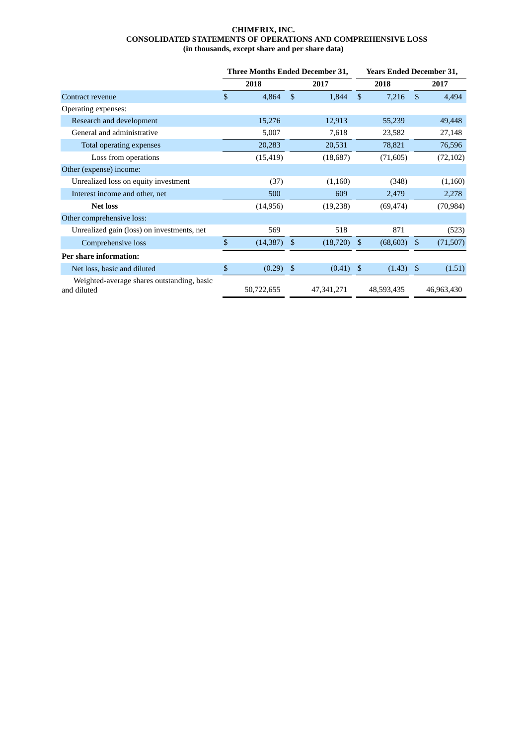**CHIMERIX, INC.**
**CONSOLIDATED STATEMENTS OF OPERATIONS AND COMPREHENSIVE LOSS**
**(in thousands, except share and per share data)**

| | Three Months Ended December 31, | | Years Ended December 31, | |
|---|---|---|---|---|
| | 2018 | 2017 | 2018 | 2017 |
| Contract revenue | $ 4,864 | $ 1,844 | $ 7,216 | $ 4,494 |
| Operating expenses: | | | | |
| Research and development | 15,276 | 12,913 | 55,239 | 49,448 |
| General and administrative | 5,007 | 7,618 | 23,582 | 27,148 |
| Total operating expenses | 20,283 | 20,531 | 78,821 | 76,596 |
| Loss from operations | (15,419) | (18,687) | (71,605) | (72,102) |
| Other (expense) income: | | | | |
| Unrealized loss on equity investment | (37) | (1,160) | (348) | (1,160) |
| Interest income and other, net | 500 | 609 | 2,479 | 2,278 |
| **Net loss** | (14,956) | (19,238) | (69,474) | (70,984) |
| Other comprehensive loss: | | | | |
| Unrealized gain (loss) on investments, net | 569 | 518 | 871 | (523) |
| Comprehensive loss | $ (14,387) | $ (18,720) | $ (68,603) | $ (71,507) |
| **Per share information:** | | | | |
| Net loss, basic and diluted | $ (0.29) | $ (0.41) | $ (1.43) | $ (1.51) |
| Weighted-average shares outstanding, basic and diluted | 50,722,655 | 47,341,271 | 48,593,435 | 46,963,430 |